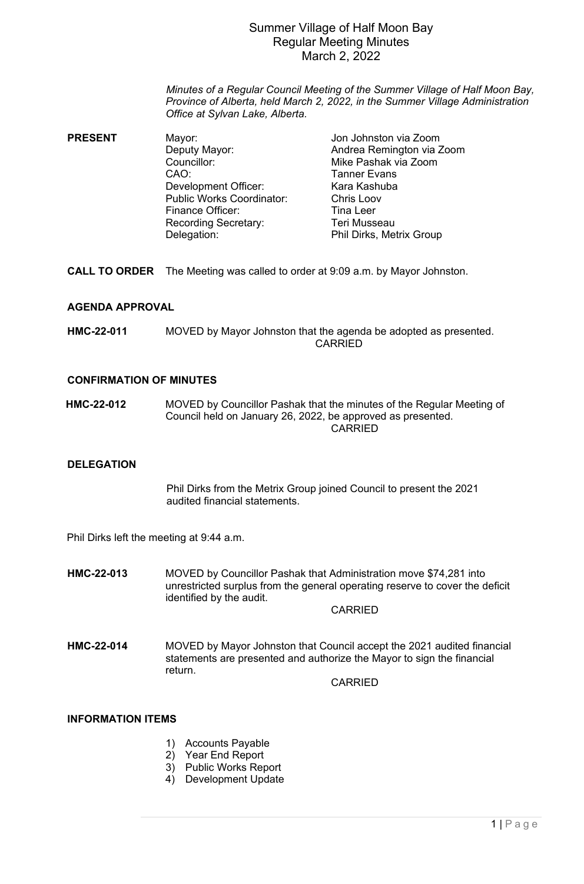# Summer Village of Half Moon Bay
## Regular Meeting Minutes
## March 2, 2022

*Minutes of a Regular Council Meeting of the Summer Village of Half Moon Bay, Province of Alberta, held March 2, 2022, in the Summer Village Administration Office at Sylvan Lake, Alberta.*

**PRESENT**

| | |
|---|---|
| Mayor: | Jon Johnston via Zoom |
| Deputy Mayor: | Andrea Remington via Zoom |
| Councillor: | Mike Pashak via Zoom |
| CAO: | Tanner Evans |
| Development Officer: | Kara Kashuba |
| Public Works Coordinator: | Chris Loov |
| Finance Officer: | Tina Leer |
| Recording Secretary: | Teri Musseau |
| Delegation: | Phil Dirks, Metrix Group |

**CALL TO ORDER** The Meeting was called to order at 9:09 a.m. by Mayor Johnston.

**AGENDA APPROVAL**

**HMC-22-011** MOVED by Mayor Johnston that the agenda be adopted as presented.
CARRIED

**CONFIRMATION OF MINUTES**

**HMC-22-012** MOVED by Councillor Pashak that the minutes of the Regular Meeting of Council held on January 26, 2022, be approved as presented.
CARRIED

**DELEGATION**

Phil Dirks from the Metrix Group joined Council to present the 2021 audited financial statements.

Phil Dirks left the meeting at 9:44 a.m.

**HMC-22-013** MOVED by Councillor Pashak that Administration move $74,281 into unrestricted surplus from the general operating reserve to cover the deficit identified by the audit.
CARRIED

**HMC-22-014** MOVED by Mayor Johnston that Council accept the 2021 audited financial statements are presented and authorize the Mayor to sign the financial return.
CARRIED

**INFORMATION ITEMS**

1) Accounts Payable
2) Year End Report
3) Public Works Report
4) Development Update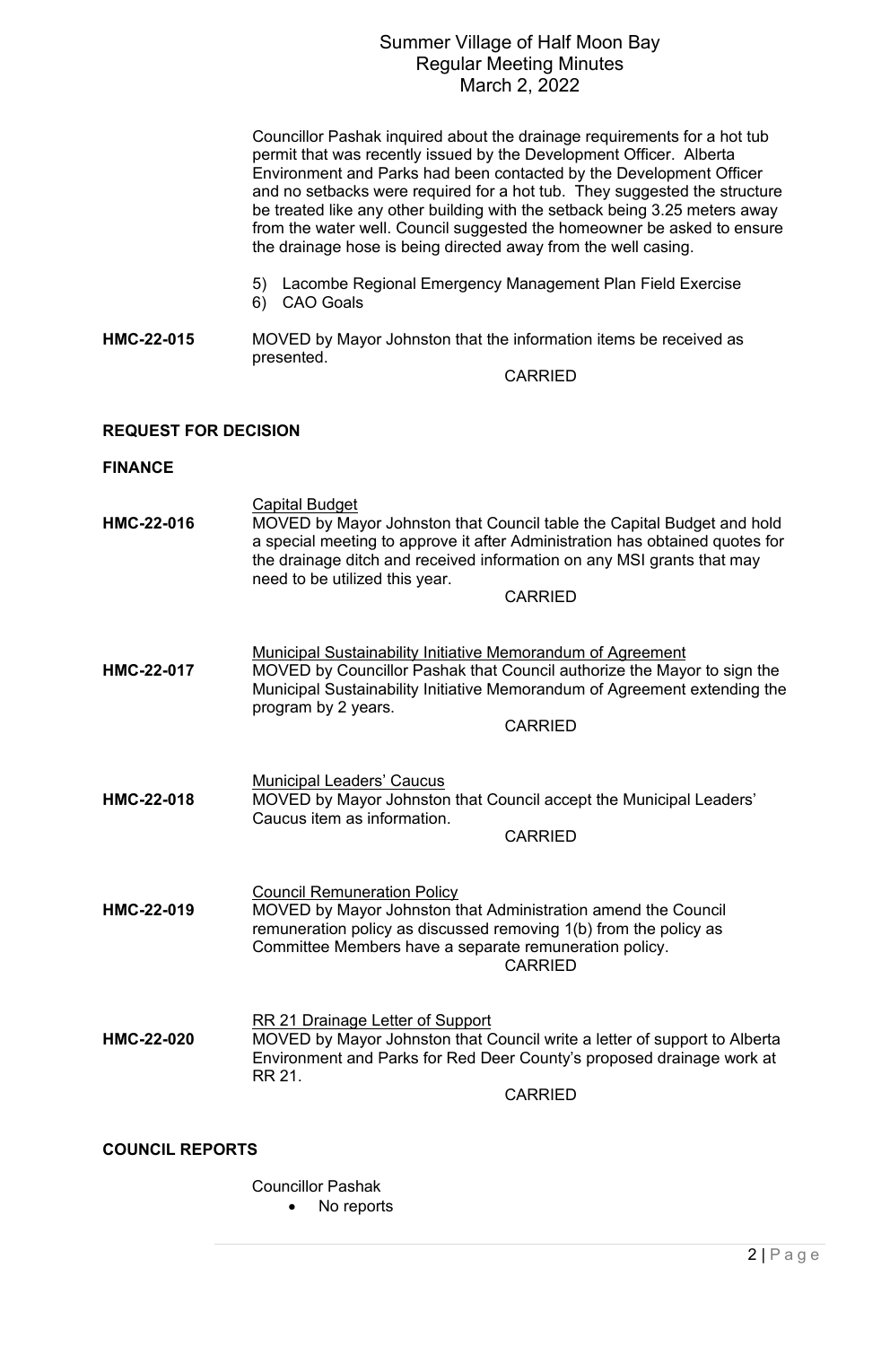Councillor Pashak inquired about the drainage requirements for a hot tub permit that was recently issued by the Development Officer. Alberta Environment and Parks had been contacted by the Development Officer and no setbacks were required for a hot tub. They suggested the structure be treated like any other building with the setback being 3.25 meters away from the water well. Council suggested the homeowner be asked to ensure the drainage hose is being directed away from the well casing.

5) Lacombe Regional Emergency Management Plan Field Exercise
6) CAO Goals

**HMC-22-015** MOVED by Mayor Johnston that the information items be received as presented.

CARRIED

**REQUEST FOR DECISION**

**FINANCE**

Capital Budget

**HMC-22-016** MOVED by Mayor Johnston that Council table the Capital Budget and hold a special meeting to approve it after Administration has obtained quotes for the drainage ditch and received information on any MSI grants that may need to be utilized this year.

CARRIED

Municipal Sustainability Initiative Memorandum of Agreement

**HMC-22-017** MOVED by Councillor Pashak that Council authorize the Mayor to sign the Municipal Sustainability Initiative Memorandum of Agreement extending the program by 2 years.

CARRIED

Municipal Leaders' Caucus

**HMC-22-018** MOVED by Mayor Johnston that Council accept the Municipal Leaders' Caucus item as information.

CARRIED

Council Remuneration Policy

**HMC-22-019** MOVED by Mayor Johnston that Administration amend the Council remuneration policy as discussed removing 1(b) from the policy as Committee Members have a separate remuneration policy.

CARRIED

RR 21 Drainage Letter of Support

**HMC-22-020** MOVED by Mayor Johnston that Council write a letter of support to Alberta Environment and Parks for Red Deer County's proposed drainage work at RR 21.

CARRIED

**COUNCIL REPORTS**

Councillor Pashak

- No reports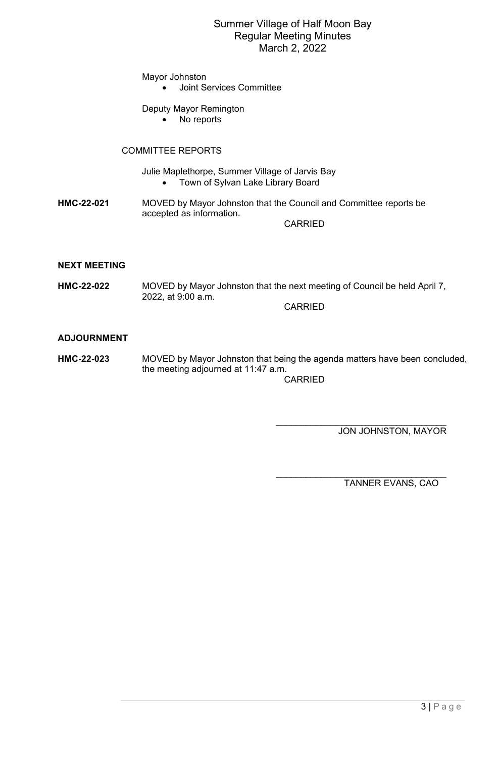Mayor Johnston
- Joint Services Committee

Deputy Mayor Remington
- No reports

COMMITTEE REPORTS

Julie Maplethorpe, Summer Village of Jarvis Bay
- Town of Sylvan Lake Library Board

**HMC-22-021** MOVED by Mayor Johnston that the Council and Committee reports be accepted as information.

CARRIED

**NEXT MEETING**

**HMC-22-022** MOVED by Mayor Johnston that the next meeting of Council be held April 7, 2022, at 9:00 a.m.

CARRIED

**ADJOURNMENT**

**HMC-22-023** MOVED by Mayor Johnston that being the agenda matters have been concluded, the meeting adjourned at 11:47 a.m.

CARRIED

___________________________________
JON JOHNSTON, MAYOR

___________________________________
TANNER EVANS, CAO